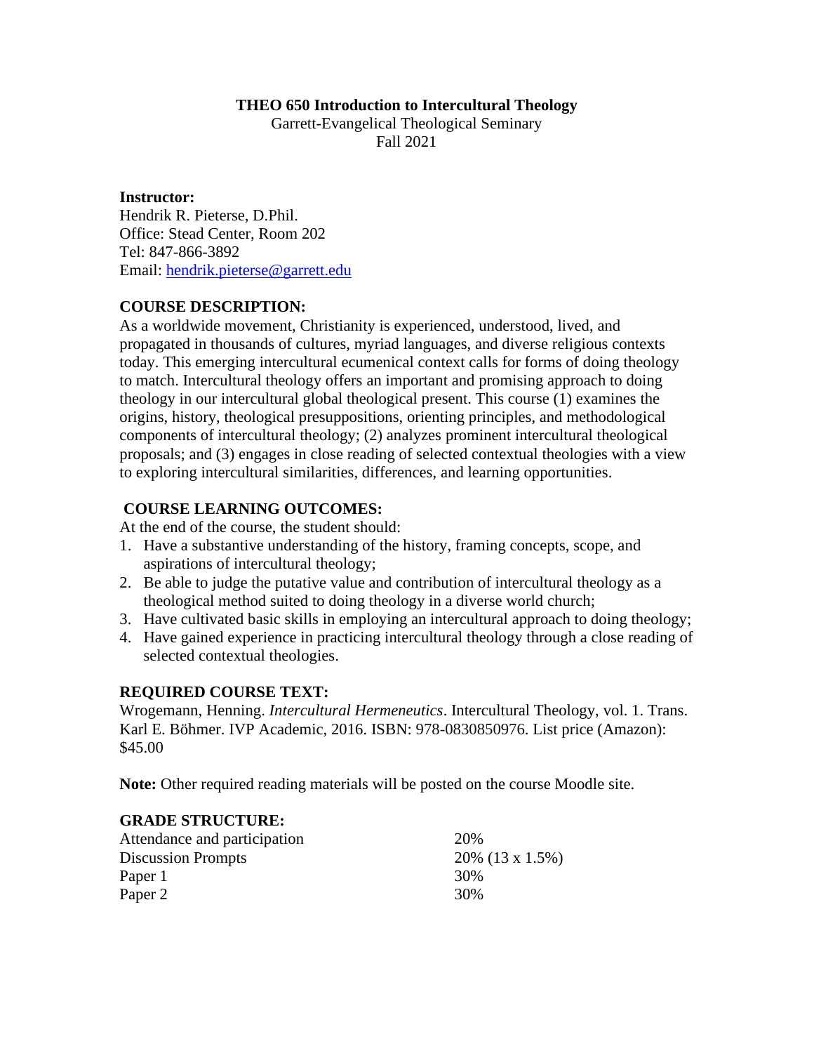**THEO 650 Introduction to Intercultural Theology**

Garrett-Evangelical Theological Seminary

Fall 2021

**Instructor:**

Hendrik R. Pieterse, D.Phil.
Office: Stead Center, Room 202
Tel: 847-866-3892
Email: hendrik.pieterse@garrett.edu

**COURSE DESCRIPTION:**

As a worldwide movement, Christianity is experienced, understood, lived, and propagated in thousands of cultures, myriad languages, and diverse religious contexts today. This emerging intercultural ecumenical context calls for forms of doing theology to match. Intercultural theology offers an important and promising approach to doing theology in our intercultural global theological present. This course (1) examines the origins, history, theological presuppositions, orienting principles, and methodological components of intercultural theology; (2) analyzes prominent intercultural theological proposals; and (3) engages in close reading of selected contextual theologies with a view to exploring intercultural similarities, differences, and learning opportunities.

**COURSE LEARNING OUTCOMES:**

At the end of the course, the student should:

1. Have a substantive understanding of the history, framing concepts, scope, and aspirations of intercultural theology;
2. Be able to judge the putative value and contribution of intercultural theology as a theological method suited to doing theology in a diverse world church;
3. Have cultivated basic skills in employing an intercultural approach to doing theology;
4. Have gained experience in practicing intercultural theology through a close reading of selected contextual theologies.

**REQUIRED COURSE TEXT:**

Wrogemann, Henning. *Intercultural Hermeneutics*. Intercultural Theology, vol. 1. Trans. Karl E. Böhmer. IVP Academic, 2016. ISBN: 978-0830850976. List price (Amazon): $45.00

**Note:** Other required reading materials will be posted on the course Moodle site.

**GRADE STRUCTURE:**

| | |
|---|---|
| Attendance and participation | 20% |
| Discussion Prompts | 20% (13 x 1.5%) |
| Paper 1 | 30% |
| Paper 2 | 30% |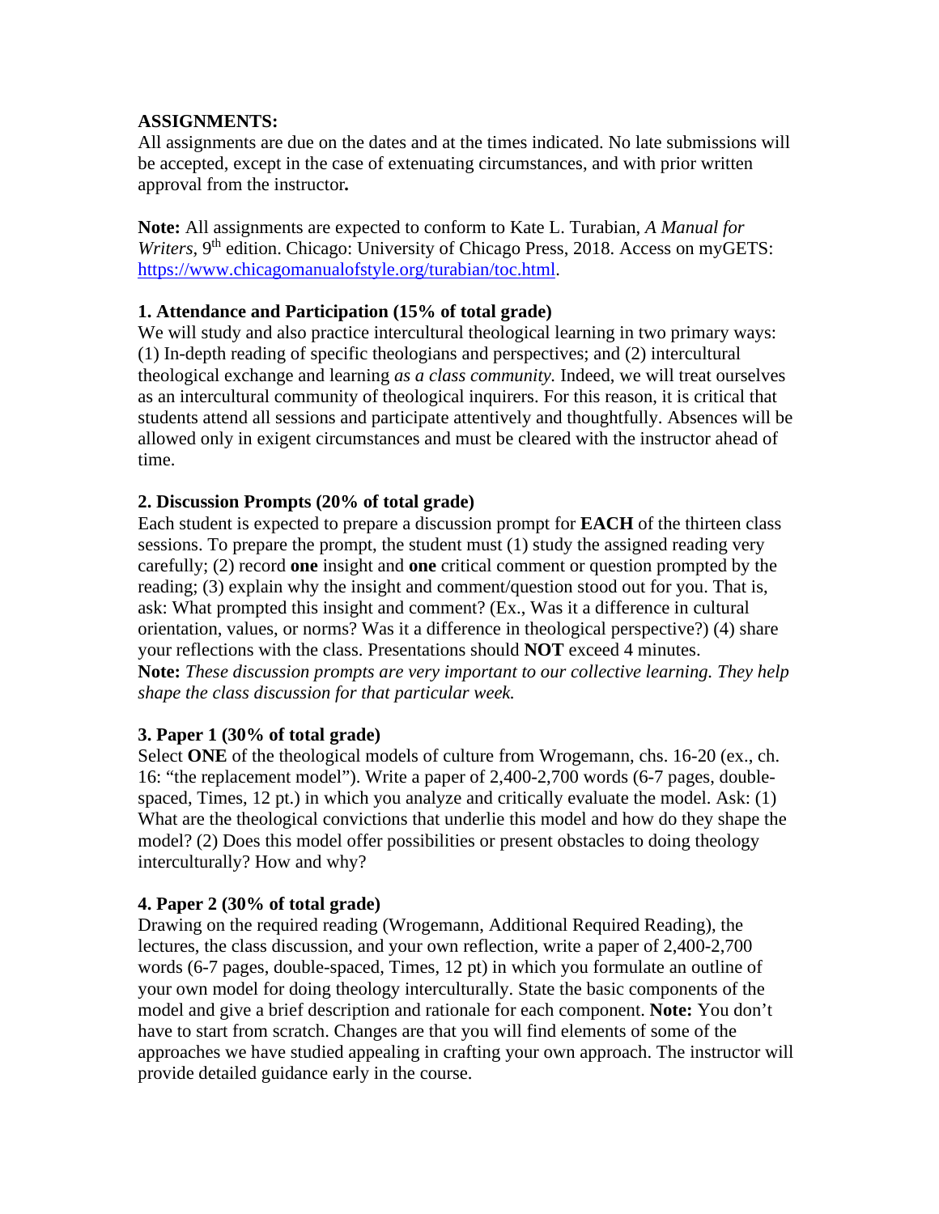**ASSIGNMENTS:**

All assignments are due on the dates and at the times indicated. No late submissions will be accepted, except in the case of extenuating circumstances, and with prior written approval from the instructor**.**

**Note:** All assignments are expected to conform to Kate L. Turabian, *A Manual for Writers,* 9th edition. Chicago: University of Chicago Press, 2018. Access on myGETS: https://www.chicagomanualofstyle.org/turabian/toc.html.

**1. Attendance and Participation (15% of total grade)**

We will study and also practice intercultural theological learning in two primary ways: (1) In-depth reading of specific theologians and perspectives; and (2) intercultural theological exchange and learning *as a class community.* Indeed, we will treat ourselves as an intercultural community of theological inquirers. For this reason, it is critical that students attend all sessions and participate attentively and thoughtfully. Absences will be allowed only in exigent circumstances and must be cleared with the instructor ahead of time.

**2. Discussion Prompts (20% of total grade)**

Each student is expected to prepare a discussion prompt for **EACH** of the thirteen class sessions. To prepare the prompt, the student must (1) study the assigned reading very carefully; (2) record **one** insight and **one** critical comment or question prompted by the reading; (3) explain why the insight and comment/question stood out for you. That is, ask: What prompted this insight and comment? (Ex., Was it a difference in cultural orientation, values, or norms? Was it a difference in theological perspective?) (4) share your reflections with the class. Presentations should **NOT** exceed 4 minutes.
**Note:** *These discussion prompts are very important to our collective learning. They help shape the class discussion for that particular week.*

**3. Paper 1 (30% of total grade)**

Select **ONE** of the theological models of culture from Wrogemann, chs. 16-20 (ex., ch. 16: "the replacement model"). Write a paper of 2,400-2,700 words (6-7 pages, double-spaced, Times, 12 pt.) in which you analyze and critically evaluate the model. Ask: (1) What are the theological convictions that underlie this model and how do they shape the model? (2) Does this model offer possibilities or present obstacles to doing theology interculturally? How and why?

**4. Paper 2 (30% of total grade)**

Drawing on the required reading (Wrogemann, Additional Required Reading), the lectures, the class discussion, and your own reflection, write a paper of 2,400-2,700 words (6-7 pages, double-spaced, Times, 12 pt) in which you formulate an outline of your own model for doing theology interculturally. State the basic components of the model and give a brief description and rationale for each component. **Note:** You don't have to start from scratch. Changes are that you will find elements of some of the approaches we have studied appealing in crafting your own approach. The instructor will provide detailed guidance early in the course.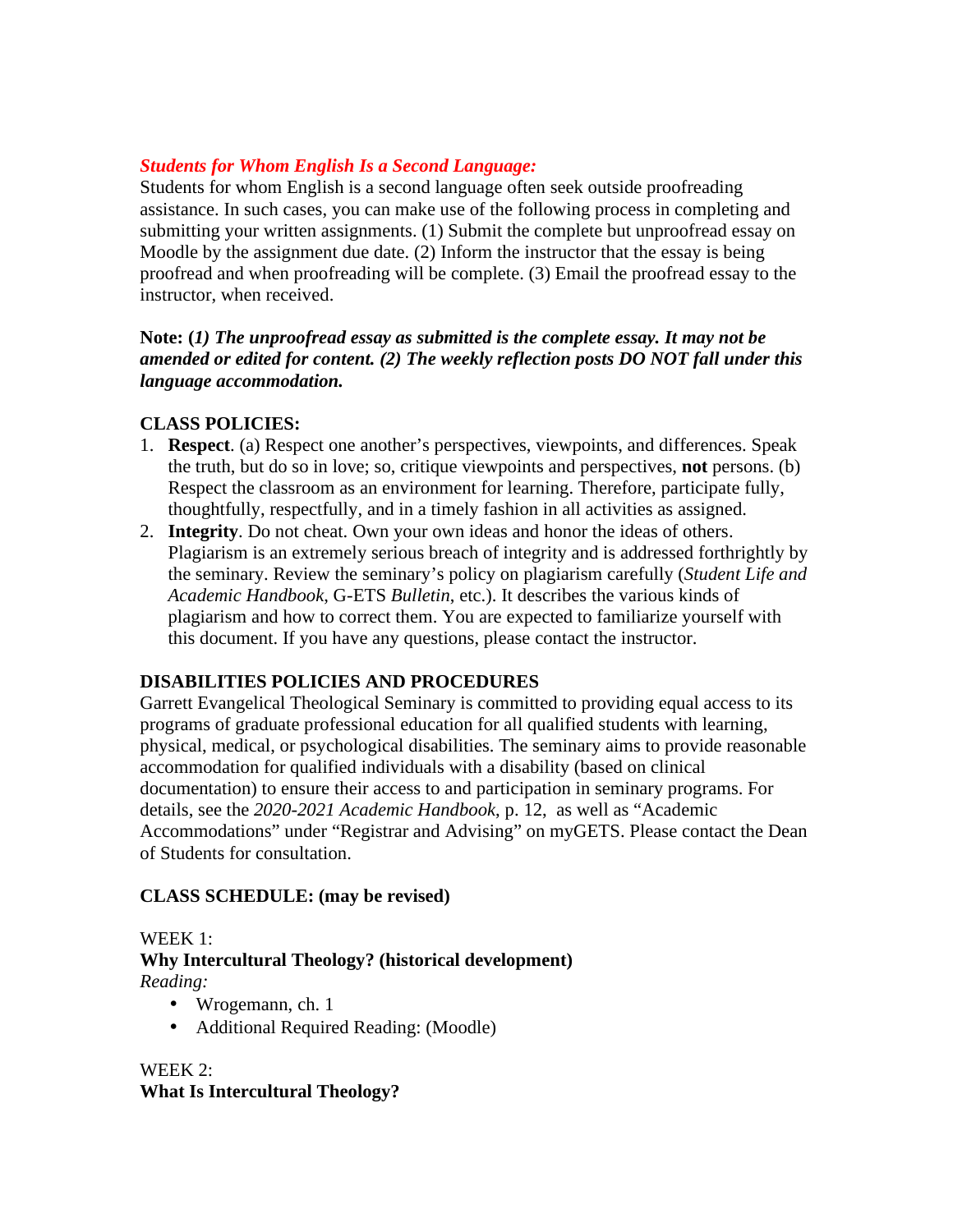***Students for Whom English Is a Second Language:***
Students for whom English is a second language often seek outside proofreading assistance. In such cases, you can make use of the following process in completing and submitting your written assignments. (1) Submit the complete but unproofread essay on Moodle by the assignment due date. (2) Inform the instructor that the essay is being proofread and when proofreading will be complete. (3) Email the proofread essay to the instructor, when received.

**Note: (*1) The unproofread essay as submitted is the complete essay. It may not be amended or edited for content. (2) The weekly reflection posts DO NOT fall under this language accommodation.***

**CLASS POLICIES:**

1. **Respect**. (a) Respect one another's perspectives, viewpoints, and differences. Speak the truth, but do so in love; so, critique viewpoints and perspectives, **not** persons. (b) Respect the classroom as an environment for learning. Therefore, participate fully, thoughtfully, respectfully, and in a timely fashion in all activities as assigned.
2. **Integrity**. Do not cheat. Own your own ideas and honor the ideas of others. Plagiarism is an extremely serious breach of integrity and is addressed forthrightly by the seminary. Review the seminary's policy on plagiarism carefully (*Student Life and Academic Handbook*, G-ETS *Bulletin*, etc.). It describes the various kinds of plagiarism and how to correct them. You are expected to familiarize yourself with this document. If you have any questions, please contact the instructor.

**DISABILITIES POLICIES AND PROCEDURES**
Garrett Evangelical Theological Seminary is committed to providing equal access to its programs of graduate professional education for all qualified students with learning, physical, medical, or psychological disabilities. The seminary aims to provide reasonable accommodation for qualified individuals with a disability (based on clinical documentation) to ensure their access to and participation in seminary programs. For details, see the *2020-2021 Academic Handbook*, p. 12, as well as "Academic Accommodations" under "Registrar and Advising" on myGETS. Please contact the Dean of Students for consultation.

**CLASS SCHEDULE: (may be revised)**

WEEK 1:
**Why Intercultural Theology? (historical development)**
*Reading:*

- Wrogemann, ch. 1
- Additional Required Reading: (Moodle)

WEEK 2:
**What Is Intercultural Theology?**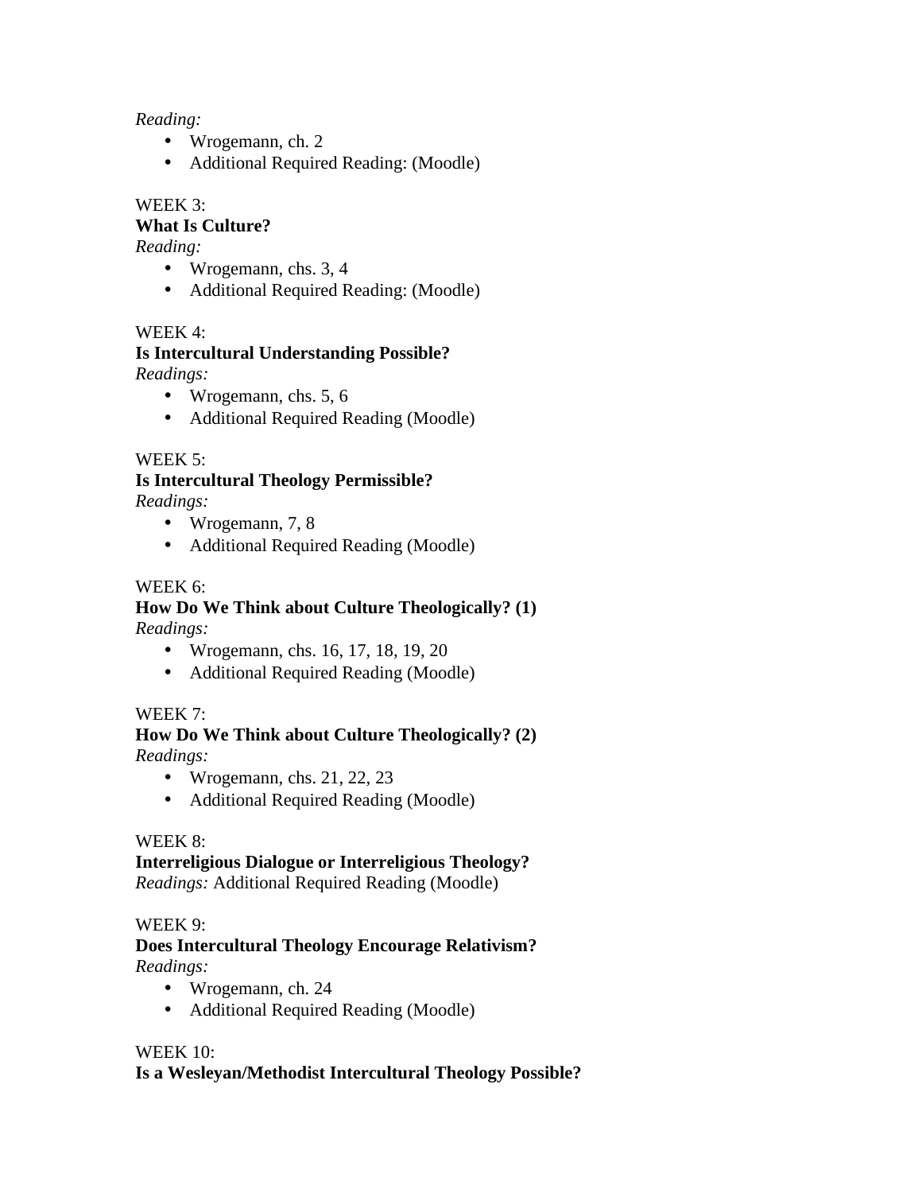*Reading:*

- Wrogemann, ch. 2
- Additional Required Reading: (Moodle)

WEEK 3:

**What Is Culture?**

*Reading:*

- Wrogemann, chs. 3, 4
- Additional Required Reading: (Moodle)

WEEK 4:

**Is Intercultural Understanding Possible?**

*Readings:*

- Wrogemann, chs. 5, 6
- Additional Required Reading (Moodle)

WEEK 5:

**Is Intercultural Theology Permissible?**

*Readings:*

- Wrogemann, 7, 8
- Additional Required Reading (Moodle)

WEEK 6:

**How Do We Think about Culture Theologically? (1)**

*Readings:*

- Wrogemann, chs. 16, 17, 18, 19, 20
- Additional Required Reading (Moodle)

WEEK 7:

**How Do We Think about Culture Theologically? (2)**

*Readings:*

- Wrogemann, chs. 21, 22, 23
- Additional Required Reading (Moodle)

WEEK 8:

**Interreligious Dialogue or Interreligious Theology?**

*Readings:* Additional Required Reading (Moodle)

WEEK 9:

**Does Intercultural Theology Encourage Relativism?**

*Readings:*

- Wrogemann, ch. 24
- Additional Required Reading (Moodle)

WEEK 10:

**Is a Wesleyan/Methodist Intercultural Theology Possible?**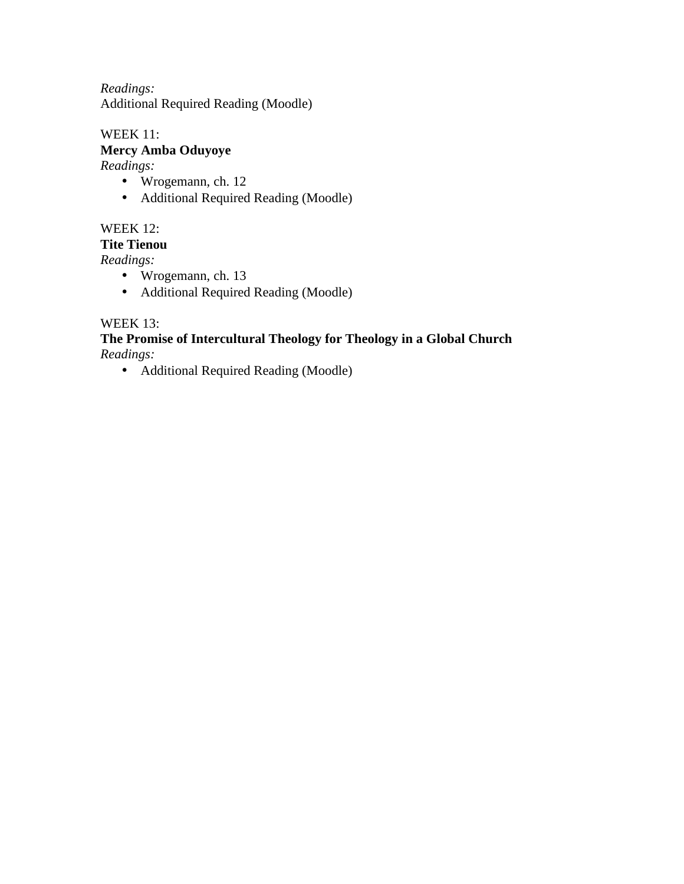*Readings:*
Additional Required Reading (Moodle)

WEEK 11:
**Mercy Amba Oduyoye**
*Readings:*

- Wrogemann, ch. 12
- Additional Required Reading (Moodle)

WEEK 12:
**Tite Tienou**
*Readings:*

- Wrogemann, ch. 13
- Additional Required Reading (Moodle)

WEEK 13:
**The Promise of Intercultural Theology for Theology in a Global Church**
*Readings:*

- Additional Required Reading (Moodle)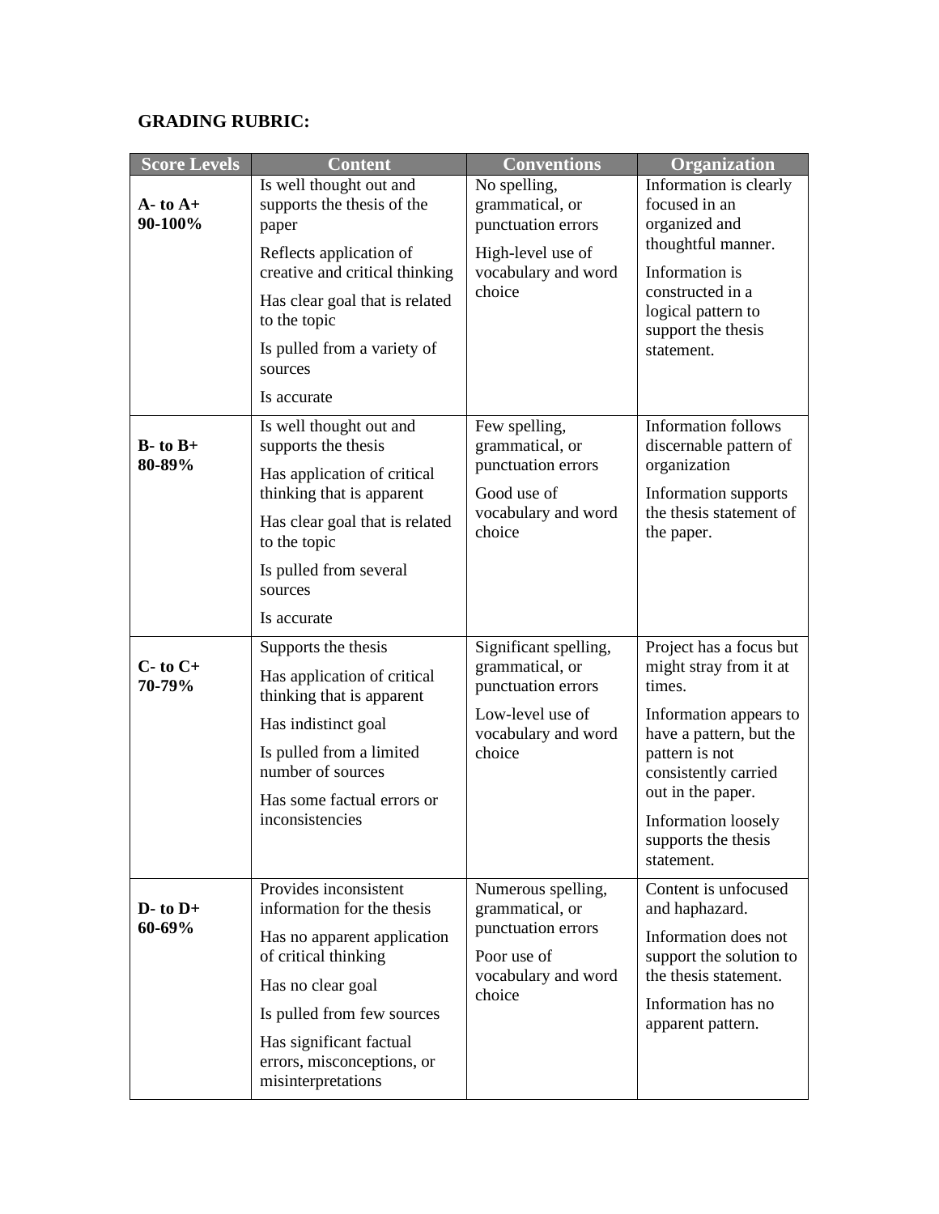**GRADING RUBRIC:**

| Score Levels | Content | Conventions | Organization |
|---|---|---|---|
| **A- to A+ 90-100%** | Is well thought out and supports the thesis of the paper<br>Reflects application of creative and critical thinking<br>Has clear goal that is related to the topic<br>Is pulled from a variety of sources<br>Is accurate | No spelling, grammatical, or punctuation errors<br>High-level use of vocabulary and word choice | Information is clearly focused in an organized and thoughtful manner.<br>Information is constructed in a logical pattern to support the thesis statement. |
| **B- to B+ 80-89%** | Is well thought out and supports the thesis<br>Has application of critical thinking that is apparent<br>Has clear goal that is related to the topic<br>Is pulled from several sources<br>Is accurate | Few spelling, grammatical, or punctuation errors<br>Good use of vocabulary and word choice | Information follows discernable pattern of organization<br>Information supports the thesis statement of the paper. |
| **C- to C+ 70-79%** | Supports the thesis<br>Has application of critical thinking that is apparent<br>Has indistinct goal<br>Is pulled from a limited number of sources<br>Has some factual errors or inconsistencies | Significant spelling, grammatical, or punctuation errors<br>Low-level use of vocabulary and word choice | Project has a focus but might stray from it at times.<br>Information appears to have a pattern, but the pattern is not consistently carried out in the paper.<br>Information loosely supports the thesis statement. |
| **D- to D+ 60-69%** | Provides inconsistent information for the thesis<br>Has no apparent application of critical thinking<br>Has no clear goal<br>Is pulled from few sources<br>Has significant factual errors, misconceptions, or misinterpretations | Numerous spelling, grammatical, or punctuation errors<br>Poor use of vocabulary and word choice | Content is unfocused and haphazard.<br>Information does not support the solution to the thesis statement.<br>Information has no apparent pattern. |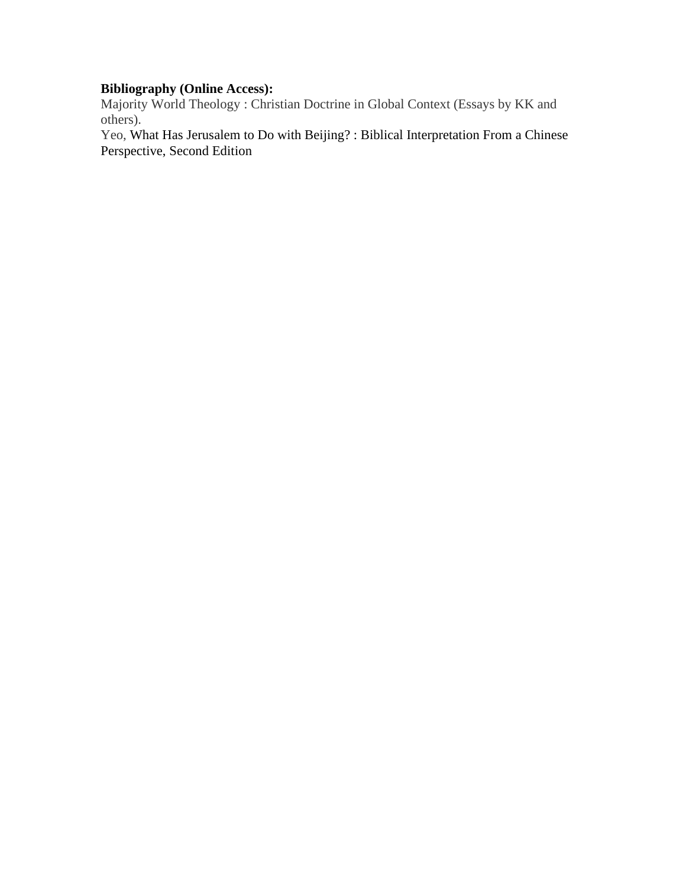**Bibliography (Online Access):**

Majority World Theology : Christian Doctrine in Global Context (Essays by KK and others).

Yeo, What Has Jerusalem to Do with Beijing? : Biblical Interpretation From a Chinese Perspective, Second Edition